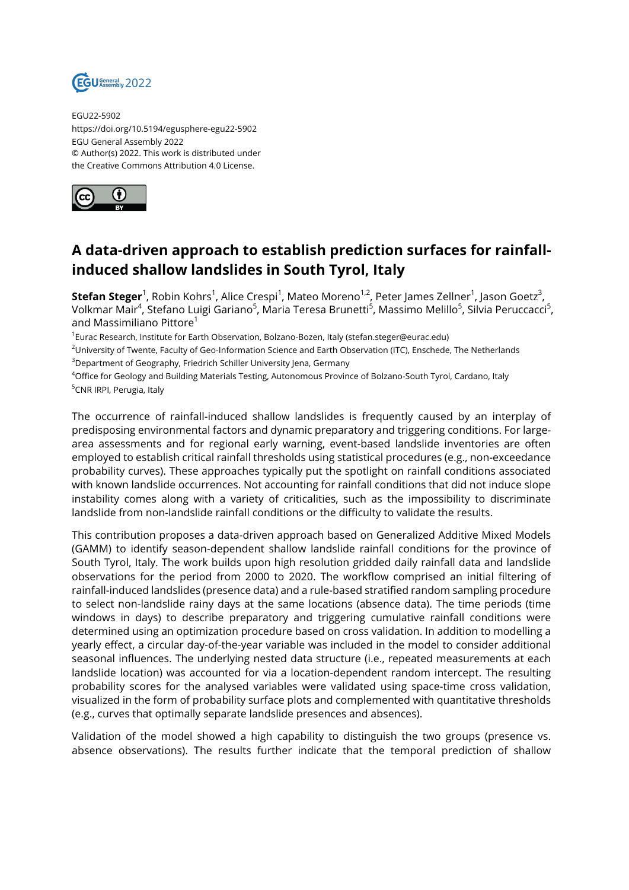EGU22-5902
https://doi.org/10.5194/egusphere-egu22-5902
EGU General Assembly 2022
© Author(s) 2022. This work is distributed under
the Creative Commons Attribution 4.0 License.

# A data-driven approach to establish prediction surfaces for rainfall-induced shallow landslides in South Tyrol, Italy

**Stefan Steger**[1], Robin Kohrs[1], Alice Crespi[1], Mateo Moreno[1,2], Peter James Zellner[1], Jason Goetz[3], Volkmar Mair[4], Stefano Luigi Gariano[5], Maria Teresa Brunetti[5], Massimo Melillo[5], Silvia Peruccacci[5], and Massimiliano Pittore[1]

[1]Eurac Research, Institute for Earth Observation, Bolzano-Bozen, Italy (stefan.steger@eurac.edu)
[2]University of Twente, Faculty of Geo-Information Science and Earth Observation (ITC), Enschede, The Netherlands
[3]Department of Geography, Friedrich Schiller University Jena, Germany
[4]Office for Geology and Building Materials Testing, Autonomous Province of Bolzano-South Tyrol, Cardano, Italy
[5]CNR IRPI, Perugia, Italy

The occurrence of rainfall-induced shallow landslides is frequently caused by an interplay of predisposing environmental factors and dynamic preparatory and triggering conditions. For large-area assessments and for regional early warning, event-based landslide inventories are often employed to establish critical rainfall thresholds using statistical procedures (e.g., non-exceedance probability curves). These approaches typically put the spotlight on rainfall conditions associated with known landslide occurrences. Not accounting for rainfall conditions that did not induce slope instability comes along with a variety of criticalities, such as the impossibility to discriminate landslide from non-landslide rainfall conditions or the difficulty to validate the results.

This contribution proposes a data-driven approach based on Generalized Additive Mixed Models (GAMM) to identify season-dependent shallow landslide rainfall conditions for the province of South Tyrol, Italy. The work builds upon high resolution gridded daily rainfall data and landslide observations for the period from 2000 to 2020. The workflow comprised an initial filtering of rainfall-induced landslides (presence data) and a rule-based stratified random sampling procedure to select non-landslide rainy days at the same locations (absence data). The time periods (time windows in days) to describe preparatory and triggering cumulative rainfall conditions were determined using an optimization procedure based on cross validation. In addition to modelling a yearly effect, a circular day-of-the-year variable was included in the model to consider additional seasonal influences. The underlying nested data structure (i.e., repeated measurements at each landslide location) was accounted for via a location-dependent random intercept. The resulting probability scores for the analysed variables were validated using space-time cross validation, visualized in the form of probability surface plots and complemented with quantitative thresholds (e.g., curves that optimally separate landslide presences and absences).

Validation of the model showed a high capability to distinguish the two groups (presence vs. absence observations). The results further indicate that the temporal prediction of shallow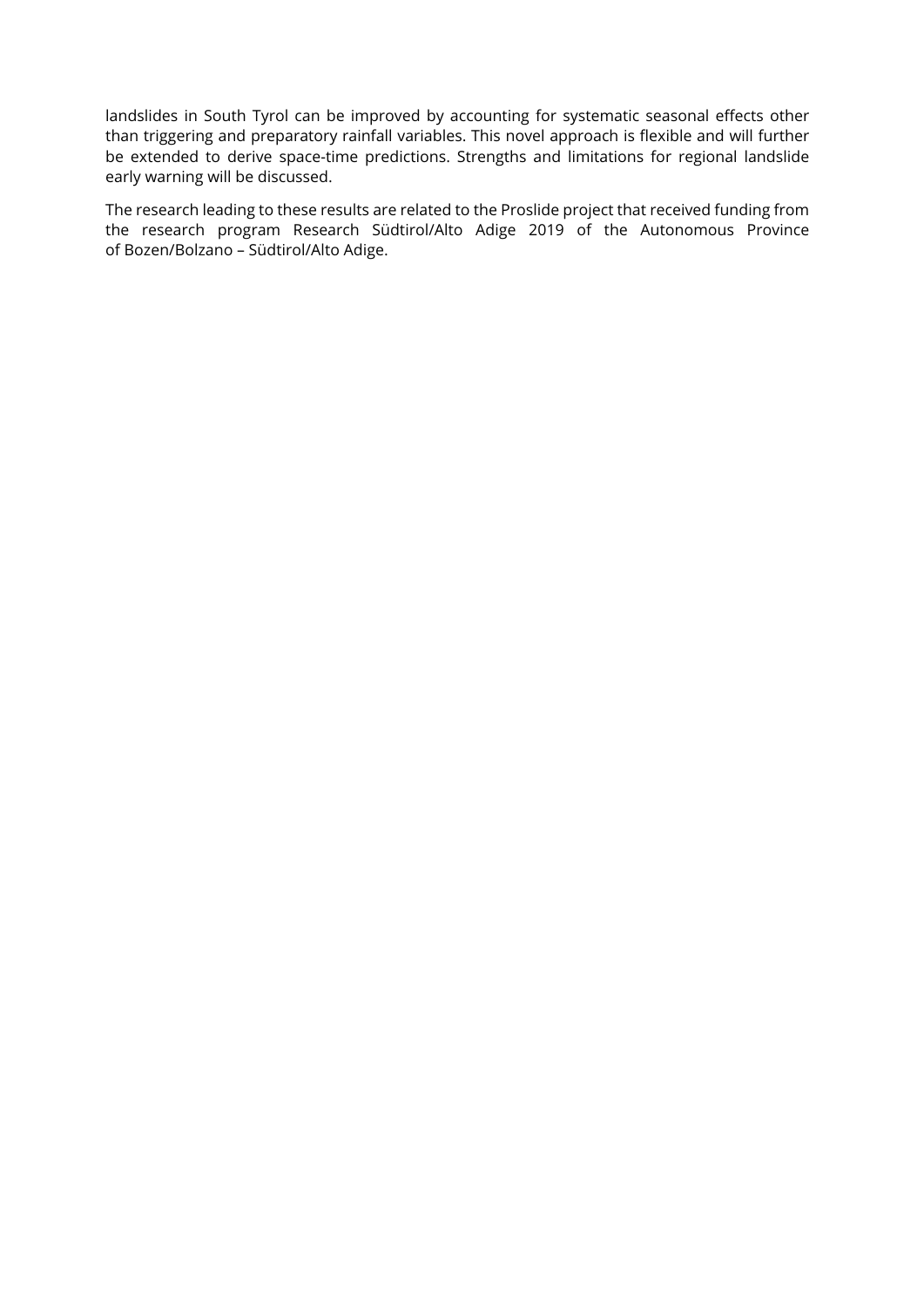landslides in South Tyrol can be improved by accounting for systematic seasonal effects other than triggering and preparatory rainfall variables. This novel approach is flexible and will further be extended to derive space-time predictions. Strengths and limitations for regional landslide early warning will be discussed.

The research leading to these results are related to the Proslide project that received funding from the research program Research Südtirol/Alto Adige 2019 of the Autonomous Province of Bozen/Bolzano – Südtirol/Alto Adige.